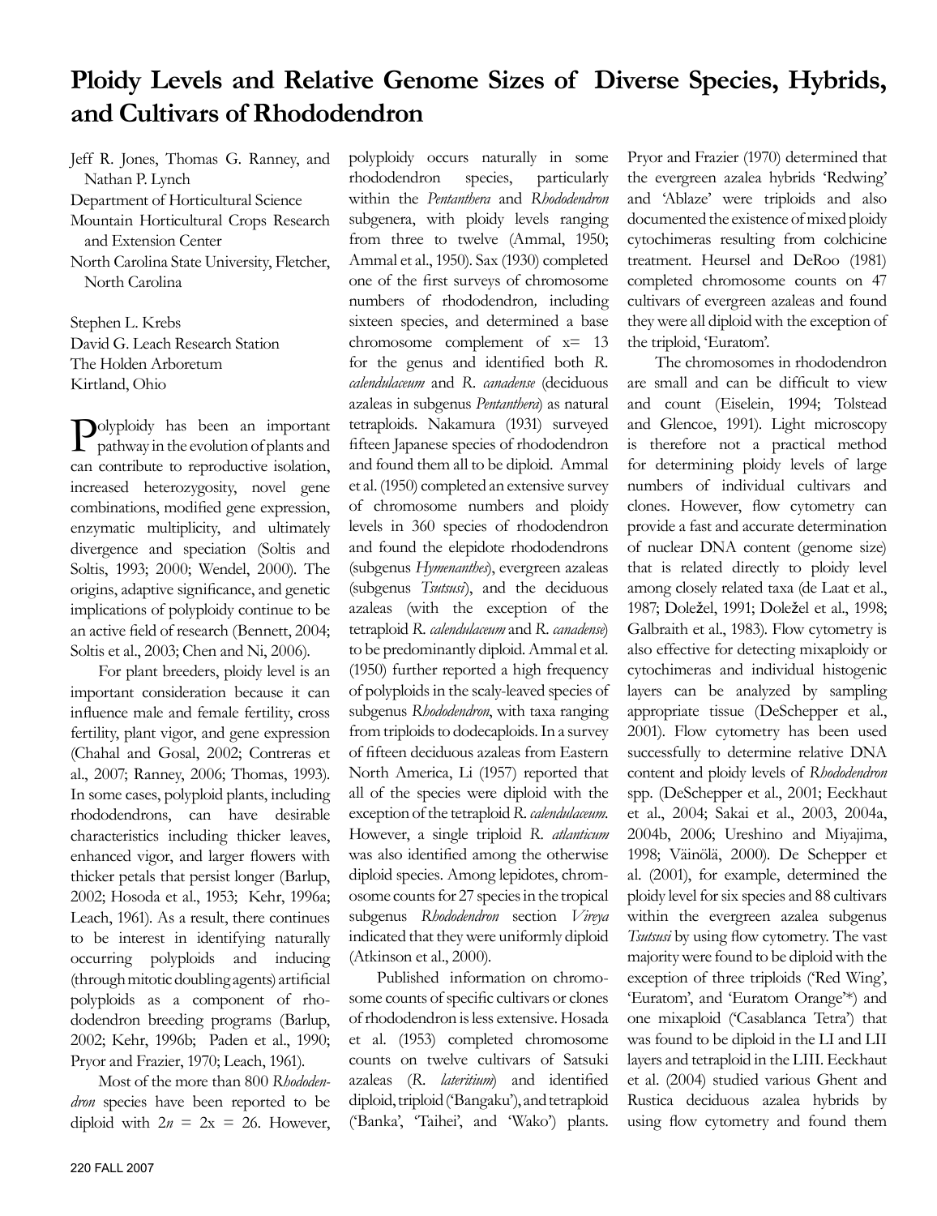# Ploidy Levels and Relative Genome Sizes of Diverse Species, Hybrids, and Cultivars of Rhododendron

Jeff R. Jones, Thomas G. Ranney, and Nathan P. Lynch
Department of Horticultural Science
Mountain Horticultural Crops Research and Extension Center
North Carolina State University, Fletcher, North Carolina

Stephen L. Krebs
David G. Leach Research Station
The Holden Arboretum
Kirtland, Ohio

Polyploidy has been an important pathway in the evolution of plants and can contribute to reproductive isolation, increased heterozygosity, novel gene combinations, modified gene expression, enzymatic multiplicity, and ultimately divergence and speciation (Soltis and Soltis, 1993; 2000; Wendel, 2000). The origins, adaptive significance, and genetic implications of polyploidy continue to be an active field of research (Bennett, 2004; Soltis et al., 2003; Chen and Ni, 2006).

For plant breeders, ploidy level is an important consideration because it can influence male and female fertility, cross fertility, plant vigor, and gene expression (Chahal and Gosal, 2002; Contreras et al., 2007; Ranney, 2006; Thomas, 1993). In some cases, polyploid plants, including rhododendrons, can have desirable characteristics including thicker leaves, enhanced vigor, and larger flowers with thicker petals that persist longer (Barlup, 2002; Hosoda et al., 1953; Kehr, 1996a; Leach, 1961). As a result, there continues to be interest in identifying naturally occurring polyploids and inducing (through mitotic doubling agents) artificial polyploids as a component of rhododendron breeding programs (Barlup, 2002; Kehr, 1996b; Paden et al., 1990; Pryor and Frazier, 1970; Leach, 1961).

Most of the more than 800 *Rhododendron* species have been reported to be diploid with $2n = 2x = 26$. However, polyploidy occurs naturally in some rhododendron species, particularly within the *Pentanthera* and *Rhododendron* subgenera, with ploidy levels ranging from three to twelve (Ammal, 1950; Ammal et al., 1950). Sax (1930) completed one of the first surveys of chromosome numbers of rhododendron, including sixteen species, and determined a base chromosome complement of $x = 13$ for the genus and identified both *R. calendulaceum* and *R. canadense* (deciduous azaleas in subgenus *Pentanthera*) as natural tetraploids. Nakamura (1931) surveyed fifteen Japanese species of rhododendron and found them all to be diploid. Ammal et al. (1950) completed an extensive survey of chromosome numbers and ploidy levels in 360 species of rhododendron and found the elepidote rhododendrons (subgenus *Hymenanthes*), evergreen azaleas (subgenus *Tsutsusi*), and the deciduous azaleas (with the exception of the tetraploid *R. calendulaceum* and *R. canadense*) to be predominantly diploid. Ammal et al. (1950) further reported a high frequency of polyploids in the scaly-leaved species of subgenus *Rhododendron*, with taxa ranging from triploids to dodecaploids. In a survey of fifteen deciduous azaleas from Eastern North America, Li (1957) reported that all of the species were diploid with the exception of the tetraploid *R. calendulaceum.* However, a single triploid *R. atlanticum* was also identified among the otherwise diploid species. Among lepidotes, chromosome counts for 27 species in the tropical subgenus *Rhododendron* section *Vireya* indicated that they were uniformly diploid (Atkinson et al., 2000).

Published information on chromosome counts of specific cultivars or clones of rhododendron is less extensive. Hosada et al. (1953) completed chromosome counts on twelve cultivars of Satsuki azaleas (*R. lateritium*) and identified diploid, triploid ('Bangaku'), and tetraploid ('Banka', 'Taihei', and 'Wako') plants. Pryor and Frazier (1970) determined that the evergreen azalea hybrids 'Redwing' and 'Ablaze' were triploids and also documented the existence of mixed ploidy cytochimeras resulting from colchicine treatment. Heursel and DeRoo (1981) completed chromosome counts on 47 cultivars of evergreen azaleas and found they were all diploid with the exception of the triploid, 'Euratom'.

The chromosomes in rhododendron are small and can be difficult to view and count (Eiselein, 1994; Tolstead and Glencoe, 1991). Light microscopy is therefore not a practical method for determining ploidy levels of large numbers of individual cultivars and clones. However, flow cytometry can provide a fast and accurate determination of nuclear DNA content (genome size) that is related directly to ploidy level among closely related taxa (de Laat et al., 1987; Doležel, 1991; Doležel et al., 1998; Galbraith et al., 1983). Flow cytometry is also effective for detecting mixaploidy or cytochimeras and individual histogenic layers can be analyzed by sampling appropriate tissue (DeSchepper et al., 2001). Flow cytometry has been used successfully to determine relative DNA content and ploidy levels of *Rhododendron* spp. (DeSchepper et al., 2001; Eeckhaut et al., 2004; Sakai et al., 2003, 2004a, 2004b, 2006; Ureshino and Miyajima, 1998; Väinölä, 2000). De Schepper et al. (2001), for example, determined the ploidy level for six species and 88 cultivars within the evergreen azalea subgenus *Tsutsusi* by using flow cytometry. The vast majority were found to be diploid with the exception of three triploids ('Red Wing', 'Euratom', and 'Euratom Orange'*) and one mixaploid ('Casablanca Tetra') that was found to be diploid in the LI and LII layers and tetraploid in the LIII. Eeckhaut et al. (2004) studied various Ghent and Rustica deciduous azalea hybrids by using flow cytometry and found them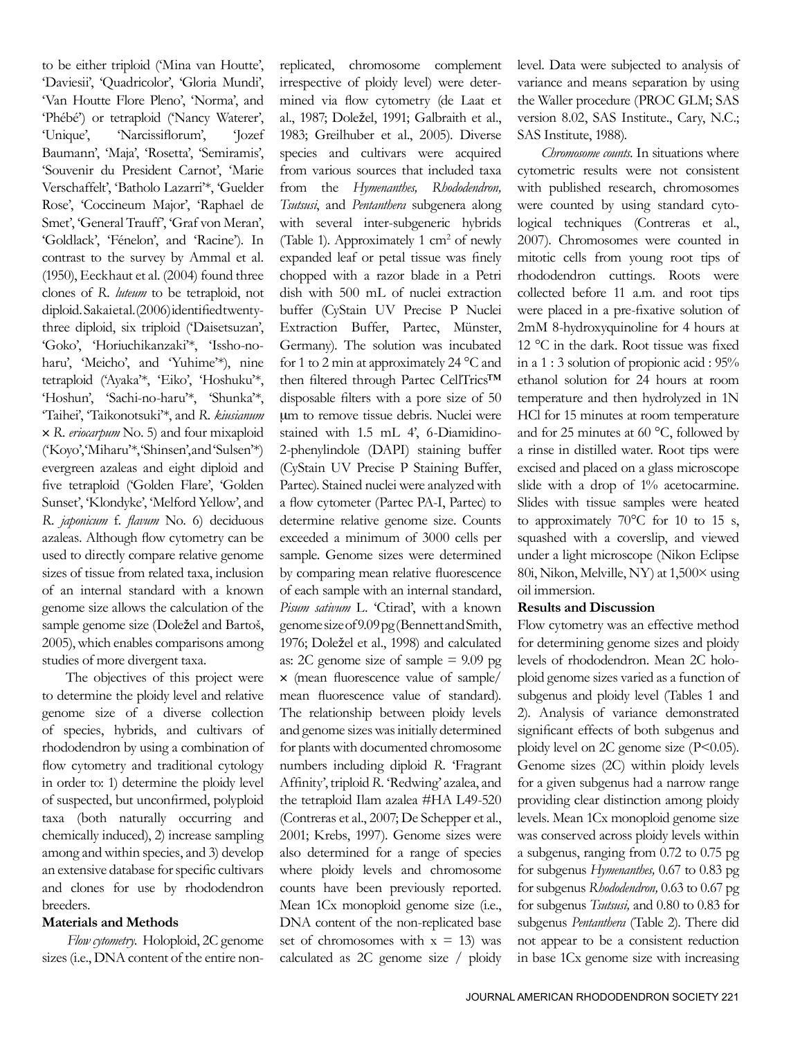to be either triploid ('Mina van Houtte', 'Daviesii', 'Quadricolor', 'Gloria Mundi', 'Van Houtte Flore Pleno', 'Norma', and 'Phébé') or tetraploid ('Nancy Waterer', 'Unique', 'Narcissiflorum', 'Jozef Baumann', 'Maja', 'Rosetta', 'Semiramis', 'Souvenir du President Carnot', 'Marie Verschaffelt', 'Batholo Lazarri'*, 'Guelder Rose', 'Coccineum Major', 'Raphael de Smet', 'General Trauff', 'Graf von Meran', 'Goldlack', 'Fénelon', and 'Racine'). In contrast to the survey by Ammal et al. (1950), Eeckhaut et al. (2004) found three clones of *R. luteum* to be tetraploid, not diploid. Sakai et al. (2006) identified twenty-three diploid, six triploid ('Daisetsuzan', 'Goko', 'Horiuchikanzaki'*, 'Issho-no-haru', 'Meicho', and 'Yuhime'*), nine tetraploid ('Ayaka'*, 'Eiko', 'Hoshuku'*, 'Hoshun', 'Sachi-no-haru'*, 'Shunka'*, 'Taihei', 'Taikonotsuki'*, and *R. kiusianum* × *R. eriocarpum* No. 5) and four mixaploid ('Koyo', 'Miharu'*, 'Shinsen', and 'Sulsen'*) evergreen azaleas and eight diploid and five tetraploid ('Golden Flare', 'Golden Sunset', 'Klondyke', 'Melford Yellow', and *R. japonicum* f. *flavum* No. 6) deciduous azaleas. Although flow cytometry can be used to directly compare relative genome sizes of tissue from related taxa, inclusion of an internal standard with a known genome size allows the calculation of the sample genome size (Doležel and Bartoš, 2005), which enables comparisons among studies of more divergent taxa.

The objectives of this project were to determine the ploidy level and relative genome size of a diverse collection of species, hybrids, and cultivars of rhododendron by using a combination of flow cytometry and traditional cytology in order to: 1) determine the ploidy level of suspected, but unconfirmed, polyploid taxa (both naturally occurring and chemically induced), 2) increase sampling among and within species, and 3) develop an extensive database for specific cultivars and clones for use by rhododendron breeders.

## Materials and Methods

*Flow cytometry.* Holoploid, 2C genome sizes (i.e., DNA content of the entire non-replicated, chromosome complement irrespective of ploidy level) were determined via flow cytometry (de Laat et al., 1987; Doležel, 1991; Galbraith et al., 1983; Greilhuber et al., 2005). Diverse species and cultivars were acquired from various sources that included taxa from the *Hymenanthes, Rhododendron, Tsutsusi*, and *Pentanthera* subgenera along with several inter-subgeneric hybrids (Table 1). Approximately 1 $cm^2$ of newly expanded leaf or petal tissue was finely chopped with a razor blade in a Petri dish with 500 mL of nuclei extraction buffer (CyStain UV Precise P Nuclei Extraction Buffer, Partec, Münster, Germany). The solution was incubated for 1 to 2 min at approximately 24 °C and then filtered through Partec CellTrics™ disposable filters with a pore size of 50 μm to remove tissue debris. Nuclei were stained with 1.5 mL 4', 6-Diamidino-2-phenylindole (DAPI) staining buffer (CyStain UV Precise P Staining Buffer, Partec). Stained nuclei were analyzed with a flow cytometer (Partec PA-I, Partec) to determine relative genome size. Counts exceeded a minimum of 3000 cells per sample. Genome sizes were determined by comparing mean relative fluorescence of each sample with an internal standard, *Pisum sativum* L. 'Ctirad', with a known genome size of 9.09 pg (Bennett and Smith, 1976; Doležel et al., 1998) and calculated as: 2C genome size of sample = 9.09 pg × (mean fluorescence value of sample/mean fluorescence value of standard). The relationship between ploidy levels and genome sizes was initially determined for plants with documented chromosome numbers including diploid *R.* 'Fragrant Affinity', triploid *R.* 'Redwing' azalea, and the tetraploid Ilam azalea #HA L49-520 (Contreras et al., 2007; De Schepper et al., 2001; Krebs, 1997). Genome sizes were also determined for a range of species where ploidy levels and chromosome counts have been previously reported. Mean 1Cx monoploid genome size (i.e., DNA content of the non-replicated base set of chromosomes with x = 13) was calculated as 2C genome size / ploidy level. Data were subjected to analysis of variance and means separation by using the Waller procedure (PROC GLM; SAS version 8.02, SAS Institute., Cary, N.C.; SAS Institute, 1988).

*Chromosome counts.* In situations where cytometric results were not consistent with published research, chromosomes were counted by using standard cytological techniques (Contreras et al., 2007). Chromosomes were counted in mitotic cells from young root tips of rhododendron cuttings. Roots were collected before 11 a.m. and root tips were placed in a pre-fixative solution of 2mM 8-hydroxyquinoline for 4 hours at 12 °C in the dark. Root tissue was fixed in a 1 : 3 solution of propionic acid : 95% ethanol solution for 24 hours at room temperature and then hydrolyzed in 1N HCl for 15 minutes at room temperature and for 25 minutes at 60 °C, followed by a rinse in distilled water. Root tips were excised and placed on a glass microscope slide with a drop of 1% acetocarmine. Slides with tissue samples were heated to approximately 70°C for 10 to 15 s, squashed with a coverslip, and viewed under a light microscope (Nikon Eclipse 80i, Nikon, Melville, NY) at 1,500× using oil immersion.

## Results and Discussion

Flow cytometry was an effective method for determining genome sizes and ploidy levels of rhododendron. Mean 2C holoploid genome sizes varied as a function of subgenus and ploidy level (Tables 1 and 2). Analysis of variance demonstrated significant effects of both subgenus and ploidy level on 2C genome size ($P<0.05$). Genome sizes (2C) within ploidy levels for a given subgenus had a narrow range providing clear distinction among ploidy levels. Mean 1Cx monoploid genome size was conserved across ploidy levels within a subgenus, ranging from 0.72 to 0.75 pg for subgenus *Hymenanthes,* 0.67 to 0.83 pg for subgenus *Rhododendron,* 0.63 to 0.67 pg for subgenus *Tsutsusi,* and 0.80 to 0.83 for subgenus *Pentanthera* (Table 2). There did not appear to be a consistent reduction in base 1Cx genome size with increasing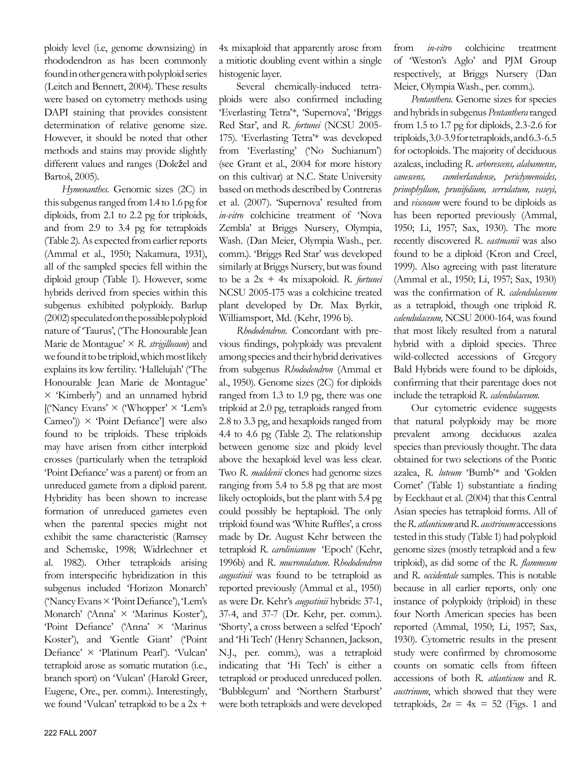ploidy level (i.e, genome downsizing) in rhododendron as has been commonly found in other genera with polyploid series (Leitch and Bennett, 2004). These results were based on cytometry methods using DAPI staining that provides consistent determination of relative genome size. However, it should be noted that other methods and stains may provide slightly different values and ranges (Doležel and Bartoš, 2005).

*Hymenanthes*. Genomic sizes (2C) in this subgenus ranged from 1.4 to 1.6 pg for diploids, from 2.1 to 2.2 pg for triploids, and from 2.9 to 3.4 pg for tetraploids (Table 2). As expected from earlier reports (Ammal et al., 1950; Nakamura, 1931), all of the sampled species fell within the diploid group (Table 1). However, some hybrids derived from species within this subgenus exhibited polyploidy. Barlup (2002) speculated on the possible polyploid nature of 'Taurus', ('The Honourable Jean Marie de Montague' × *R. strigillosum*) and we found it to be triploid, which most likely explains its low fertility. 'Hallelujah' ('The Honourable Jean Marie de Montague' × 'Kimberly') and an unnamed hybrid [('Nancy Evans' × ('Whopper' × 'Lem's Cameo')) × 'Point Defiance'] were also found to be triploids. These triploids may have arisen from either interploid crosses (particularly when the tetraploid 'Point Defiance' was a parent) or from an unreduced gamete from a diploid parent. Hybridity has been shown to increase formation of unreduced gametes even when the parental species might not exhibit the same characteristic (Ramsey and Schemske, 1998; Widrlechner et al. 1982). Other tetraploids arising from interspecific hybridization in this subgenus included 'Horizon Monarch' ('Nancy Evans × 'Point Defiance'), 'Lem's Monarch' ('Anna' × 'Marinus Koster'), 'Point Defiance' ('Anna' × 'Marinus Koster'), and 'Gentle Giant' ('Point Defiance' × 'Platinum Pearl'). 'Vulcan' tetraploid arose as somatic mutation (i.e., branch sport) on 'Vulcan' (Harold Greer, Eugene, Ore., per. comm.). Interestingly, we found 'Vulcan' tetraploid to be a 2x + 4x mixaploid that apparently arose from a mitiotic doubling event within a single histogenic layer.

Several chemically-induced tetraploids were also confirmed including 'Everlasting Tetra'*, 'Supernova', 'Briggs Red Star', and *R. fortunei* (NCSU 2005-175). 'Everlasting Tetra'* was developed from 'Everlasting' ('No Suchianum') (see Grant et al., 2004 for more history on this cultivar) at N.C. State University based on methods described by Contreras et al. (2007). 'Supernova' resulted from *in-vitro* colchicine treatment of 'Nova Zembla' at Briggs Nursery, Olympia, Wash. (Dan Meier, Olympia Wash., per. comm.). 'Briggs Red Star' was developed similarly at Briggs Nursery, but was found to be a 2x + 4x mixapoloid. *R. fortunei* NCSU 2005-175 was a colchicine treated plant developed by Dr. Max Byrkit, Williamsport, Md. (Kehr, 1996 b).

*Rhododendron*. Concordant with previous findings, polyploidy was prevalent among species and their hybrid derivatives from subgenus *Rhododendron* (Ammal et al., 1950). Genome sizes (2C) for diploids ranged from 1.3 to 1.9 pg, there was one triploid at 2.0 pg, tetraploids ranged from 2.8 to 3.3 pg, and hexaploids ranged from 4.4 to 4.6 pg (Table 2). The relationship between genome size and ploidy level above the hexaploid level was less clear. Two *R. maddenii* clones had genome sizes ranging from 5.4 to 5.8 pg that are most likely octoploids, but the plant with 5.4 pg could possibly be heptaploid. The only triploid found was 'White Ruffles', a cross made by Dr. August Kehr between the tetraploid *R. carolinianum* 'Epoch' (Kehr, 1996b) and *R. mucronulatum*. *Rhododendron augustinii* was found to be tetraploid as reported previously (Ammal et al., 1950) as were Dr. Kehr's *augustinii* hybrids: 37-1, 37-4, and 37-7 (Dr. Kehr, per. comm.). 'Shorty', a cross between a selfed 'Epoch' and 'Hi Tech' (Henry Schannen, Jackson, N.J., per. comm.), was a tetraploid indicating that 'Hi Tech' is either a tetraploid or produced unreduced pollen. 'Bubblegum' and 'Northern Starburst' were both tetraploids and were developed from *in-vitro* colchicine treatment of 'Weston's Aglo' and PJM Group respectively, at Briggs Nursery (Dan Meier, Olympia Wash., per. comm.).

*Pentanthera*. Genome sizes for species and hybrids in subgenus *Pentanthera* ranged from 1.5 to 1.7 pg for diploids, 2.3-2.6 for triploids, 3.0-3.9 for tetraploids, and 6.3-6.5 for octoploids. The majority of deciduous azaleas, including *R. arborescens, alabamense, canescens, cumberlandense, periclymenoides, prinophyllum, prunifolium, serrulatum, vaseyi,* and *viscosum* were found to be diploids as has been reported previously (Ammal, 1950; Li, 1957; Sax, 1930). The more recently discovered *R. eastmanii* was also found to be a diploid (Kron and Creel, 1999). Also agreeing with past literature (Ammal et al., 1950; Li, 1957; Sax, 1930) was the confirmation of *R. calendulaceum* as a tetraploid, though one triploid *R. calendulaceum,* NCSU 2000-164, was found that most likely resulted from a natural hybrid with a diploid species. Three wild-collected accessions of Gregory Bald Hybrids were found to be diploids, confirming that their parentage does not include the tetraploid *R. calendulaceum.*

Our cytometric evidence suggests that natural polyploidy may be more prevalent among deciduous azalea species than previously thought. The data obtained for two selections of the Pontic azalea, *R. luteum* 'Bumb'* and 'Golden Comet' (Table 1) substantiate a finding by Eeckhaut et al. (2004) that this Central Asian species has tetraploid forms. All of the *R. atlanticum* and *R. austrinum* accessions tested in this study (Table 1) had polyploid genome sizes (mostly tetraploid and a few triploid), as did some of the *R. flammeum* and *R. occidentale* samples. This is notable because in all earlier reports, only one instance of polyploidy (triploid) in these four North American species has been reported (Ammal, 1950; Li, 1957; Sax, 1930). Cytometric results in the present study were confirmed by chromosome counts on somatic cells from fifteen accessions of both *R. atlanticum* and *R. austrinum*, which showed that they were tetraploids, $2n = 4x = 52$ (Figs. 1 and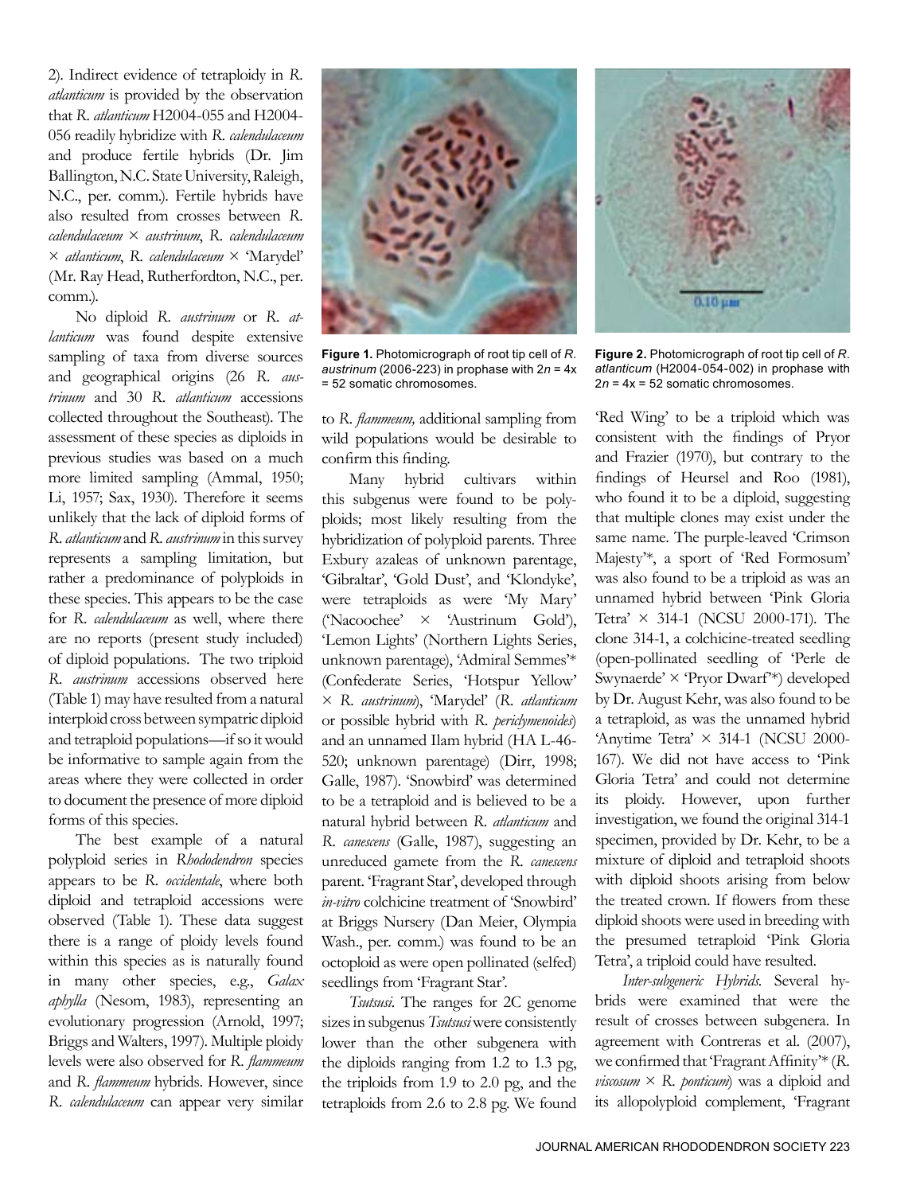2). Indirect evidence of tetraploidy in *R. atlanticum* is provided by the observation that *R. atlanticum* H2004-055 and H2004-056 readily hybridize with *R. calendulaceum* and produce fertile hybrids (Dr. Jim Ballington, N.C. State University, Raleigh, N.C., per. comm.). Fertile hybrids have also resulted from crosses between *R. calendulaceum* × *austrinum*, *R. calendulaceum* × *atlanticum*, *R. calendulaceum* × 'Marydel' (Mr. Ray Head, Rutherfordton, N.C., per. comm.).

No diploid *R. austrinum* or *R. atlanticum* was found despite extensive sampling of taxa from diverse sources and geographical origins (26 *R. austrinum* and 30 *R. atlanticum* accessions collected throughout the Southeast). The assessment of these species as diploids in previous studies was based on a much more limited sampling (Ammal, 1950; Li, 1957; Sax, 1930). Therefore it seems unlikely that the lack of diploid forms of *R. atlanticum* and *R. austrinum* in this survey represents a sampling limitation, but rather a predominance of polyploids in these species. This appears to be the case for *R. calendulaceum* as well, where there are no reports (present study included) of diploid populations. The two triploid *R. austrinum* accessions observed here (Table 1) may have resulted from a natural interploid cross between sympatric diploid and tetraploid populations—if so it would be informative to sample again from the areas where they were collected in order to document the presence of more diploid forms of this species.

The best example of a natural polyploid series in *Rhododendron* species appears to be *R. occidentale*, where both diploid and tetraploid accessions were observed (Table 1). These data suggest there is a range of ploidy levels found within this species as is naturally found in many other species, e.g., *Galax aphylla* (Nesom, 1983), representing an evolutionary progression (Arnold, 1997; Briggs and Walters, 1997). Multiple ploidy levels were also observed for *R. flammeum* and *R. flammeum* hybrids. However, since *R. calendulaceum* can appear very similar to *R. flammeum,* additional sampling from wild populations would be desirable to confirm this finding.

**Figure 1.** Photomicrograph of root tip cell of *R. austrinum* (2006-223) in prophase with $2n = 4x = 52$ somatic chromosomes.

**Figure 2.** Photomicrograph of root tip cell of *R. atlanticum* (H2004-054-002) in prophase with $2n = 4x = 52$ somatic chromosomes.

Many hybrid cultivars within this subgenus were found to be polyploids; most likely resulting from the hybridization of polyploid parents. Three Exbury azaleas of unknown parentage, 'Gibraltar', 'Gold Dust', and 'Klondyke', were tetraploids as were 'My Mary' ('Nacoochee' × 'Austrinum Gold'), 'Lemon Lights' (Northern Lights Series, unknown parentage), 'Admiral Semmes'* (Confederate Series, 'Hotspur Yellow' × *R. austrinum*), 'Marydel' (*R. atlanticum* or possible hybrid with *R. periclymenoides*) and an unnamed Ilam hybrid (HA L-46-520; unknown parentage) (Dirr, 1998; Galle, 1987). 'Snowbird' was determined to be a tetraploid and is believed to be a natural hybrid between *R. atlanticum* and *R. canescens* (Galle, 1987), suggesting an unreduced gamete from the *R. canescens* parent. 'Fragrant Star', developed through *in-vitro* colchicine treatment of 'Snowbird' at Briggs Nursery (Dan Meier, Olympia Wash., per. comm.) was found to be an octoploid as were open pollinated (selfed) seedlings from 'Fragrant Star'.

*Tsutsusi*. The ranges for 2C genome sizes in subgenus *Tsutsusi* were consistently lower than the other subgenera with the diploids ranging from 1.2 to 1.3 pg, the triploids from 1.9 to 2.0 pg, and the tetraploids from 2.6 to 2.8 pg. We found 'Red Wing' to be a triploid which was consistent with the findings of Pryor and Frazier (1970), but contrary to the findings of Heursel and Roo (1981), who found it to be a diploid, suggesting that multiple clones may exist under the same name. The purple-leaved 'Crimson Majesty'*, a sport of 'Red Formosum' was also found to be a triploid as was an unnamed hybrid between 'Pink Gloria Tetra' × 314-1 (NCSU 2000-171). The clone 314-1, a colchicine-treated seedling (open-pollinated seedling of 'Perle de Swynaerde' × 'Pryor Dwarf'*) developed by Dr. August Kehr, was also found to be a tetraploid, as was the unnamed hybrid 'Anytime Tetra' × 314-1 (NCSU 2000-167). We did not have access to 'Pink Gloria Tetra' and could not determine its ploidy. However, upon further investigation, we found the original 314-1 specimen, provided by Dr. Kehr, to be a mixture of diploid and tetraploid shoots with diploid shoots arising from below the treated crown. If flowers from these diploid shoots were used in breeding with the presumed tetraploid 'Pink Gloria Tetra', a triploid could have resulted.

*Inter-subgeneric Hybrids*. Several hybrids were examined that were the result of crosses between subgenera. In agreement with Contreras et al. (2007), we confirmed that 'Fragrant Affinity'* (*R. viscosum* × *R. ponticum*) was a diploid and its allopolyploid complement, 'Fragrant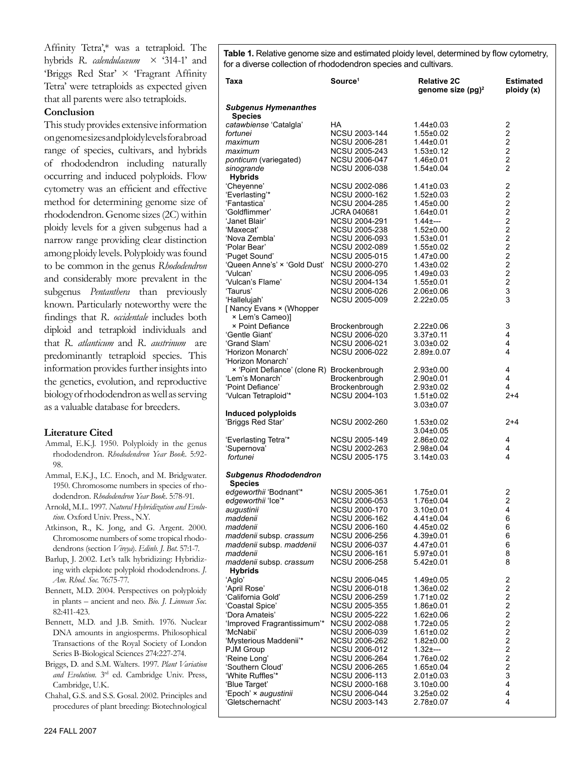Affinity Tetra',* was a tetraploid. The hybrids *R. calendulaceum* × '314-1' and 'Briggs Red Star' × 'Fragrant Affinity Tetra' were tetraploids as expected given that all parents were also tetraploids.

## Conclusion

This study provides extensive information on genome sizes and ploidy levels for a broad range of species, cultivars, and hybrids of rhododendron including naturally occurring and induced polyploids. Flow cytometry was an efficient and effective method for determining genome size of rhododendron. Genome sizes (2C) within ploidy levels for a given subgenus had a narrow range providing clear distinction among ploidy levels. Polyploidy was found to be common in the genus *Rhododendron* and considerably more prevalent in the subgenus *Pentanthera* than previously known. Particularly noteworthy were the findings that *R. occidentale* includes both diploid and tetraploid individuals and that *R. atlanticum* and *R. austrinum* are predominantly tetraploid species. This information provides further insights into the genetics, evolution, and reproductive biology of rhododendron as well as serving as a valuable database for breeders.

## Literature Cited

- Ammal, E.K.J. 1950. Polyploidy in the genus rhododendron. *Rhododendron Year Book*. 5:92-98.
- Ammal, E.K.J., I.C. Enoch, and M. Bridgwater. 1950. Chromosome numbers in species of rhododendron. *Rhododendron Year Book*. 5:78-91.
- Arnold, M.L. 1997. *Natural Hybridization and Evolution*. Oxford Univ. Press., N.Y.
- Atkinson, R., K. Jong, and G. Argent. 2000. Chromosome numbers of some tropical rhododendrons (section *Vireya*). *Edinb. J. Bot*. 57:1-7.
- Barlup, J. 2002. Let's talk hybridizing: Hybridizing with elepidote polyploid rhododendrons. *J. Am. Rhod. Soc*. 76:75-77.
- Bennett, M.D. 2004. Perspectives on polyploidy in plants – ancient and neo. *Bio. J. Linnean Soc*. 82:411-423.
- Bennett, M.D. and J.B. Smith. 1976. Nuclear DNA amounts in angiosperms. Philosophical Transactions of the Royal Society of London Series B-Biological Sciences 274:227-274.
- Briggs, D. and S.M. Walters. 1997. *Plant Variation and Evolution*. 3rd ed. Cambridge Univ. Press, Cambridge, U.K.
- Chahal, G.S. and S.S. Gosal. 2002. Principles and procedures of plant breeding: Biotechnological

**Table 1.** Relative genome size and estimated ploidy level, determined by flow cytometry, for a diverse collection of rhododendron species and cultivars.

| Taxa | Source[1] | Relative 2C genome size (pg)[2] | Estimated ploidy (x) |
|---|---|---|---|
| ***Subgenus Hymenanthes*** | | | |
| **Species** | | | |
| *catawbiense* 'Catalgla' | HA | 1.44±0.03 | 2 |
| *fortunei* | NCSU 2003-144 | 1.55±0.02 | 2 |
| *maximum* | NCSU 2006-281 | 1.44±0.01 | 2 |
| *maximum* | NCSU 2005-243 | 1.53±0.12 | 2 |
| *ponticum* (variegated) | NCSU 2006-047 | 1.46±0.01 | 2 |
| *sinogrande* | NCSU 2006-038 | 1.54±0.04 | 2 |
| **Hybrids** | | | |
| 'Cheyenne' | NCSU 2002-086 | 1.41±0.03 | 2 |
| 'Everlasting'* | NCSU 2000-162 | 1.52±0.03 | 2 |
| 'Fantastica' | NCSU 2004-285 | 1.45±0.00 | 2 |
| 'Goldflimmer' | JCRA 040681 | 1.64±0.01 | 2 |
| 'Janet Blair' | NCSU 2004-291 | 1.44±--- | 2 |
| 'Maxecat' | NCSU 2005-238 | 1.52±0.00 | 2 |
| 'Nova Zembla' | NCSU 2006-093 | 1.53±0.01 | 2 |
| 'Polar Bear' | NCSU 2002-089 | 1.55±0.02 | 2 |
| 'Puget Sound' | NCSU 2005-015 | 1.47±0.00 | 2 |
| 'Queen Anne's' × 'Gold Dust' | NCSU 2000-270 | 1.43±0.02 | 2 |
| 'Vulcan' | NCSU 2006-095 | 1.49±0.03 | 2 |
| 'Vulcan's Flame' | NCSU 2004-134 | 1.55±0.01 | 2 |
| 'Taurus' | NCSU 2006-026 | 2.06±0.06 | 3 |
| 'Hallelujah' | NCSU 2005-009 | 2.22±0.05 | 3 |
| [ Nancy Evans × (Whopper × Lem's Cameo)] × Point Defiance | Brockenbrough | 2.22±0.06 | 3 |
| 'Gentle Giant' | NCSU 2006-020 | 3.37±0.11 | 4 |
| 'Grand Slam' | NCSU 2006-021 | 3.03±0.02 | 4 |
| 'Horizon Monarch' | NCSU 2006-022 | 2.89±.0.07 | 4 |
| 'Horizon Monarch' × 'Point Defiance' (clone R) | Brockenbrough | 2.93±0.00 | 4 |
| 'Lem's Monarch' | Brockenbrough | 2.90±0.01 | 4 |
| 'Point Defiance' | Brockenbrough | 2.93±0.02 | 4 |
| 'Vulcan Tetraploid'* | NCSU 2004-103 | 1.51±0.02<br>3.03±0.07 | 2+4 |
| **Induced polyploids** | | | |
| 'Briggs Red Star' | NCSU 2002-260 | 1.53±0.02<br>3.04±0.05 | 2+4 |
| 'Everlasting Tetra'* | NCSU 2005-149 | 2.86±0.02 | 4 |
| 'Supernova' | NCSU 2002-263 | 2.98±0.04 | 4 |
| *fortunei* | NCSU 2005-175 | 3.14±0.03 | 4 |
| ***Subgenus Rhododendron*** | | | |
| **Species** | | | |
| *edgeworthii* 'Bodnant'* | NCSU 2005-361 | 1.75±0.01 | 2 |
| *edgeworthii* 'Ice'* | NCSU 2006-053 | 1.76±0.04 | 2 |
| *augustinii* | NCSU 2000-170 | 3.10±0.01 | 4 |
| *maddenii* | NCSU 2006-162 | 4.41±0.04 | 6 |
| *maddenii* | NCSU 2006-160 | 4.45±0.02 | 6 |
| *maddenii* subsp. *crassum* | NCSU 2006-256 | 4.39±0.01 | 6 |
| *maddenii* subsp. *maddenii* | NCSU 2006-037 | 4.47±0.01 | 6 |
| *maddenii* | NCSU 2006-161 | 5.97±0.01 | 8 |
| *maddenii* subsp. *crassum* | NCSU 2006-258 | 5.42±0.01 | 8 |
| **Hybrids** | | | |
| 'Aglo' | NCSU 2006-045 | 1.49±0.05 | 2 |
| 'April Rose' | NCSU 2006-018 | 1.36±0.02 | 2 |
| 'California Gold' | NCSU 2006-259 | 1.71±0.02 | 2 |
| 'Coastal Spice' | NCSU 2005-355 | 1.86±0.01 | 2 |
| 'Dora Amateis' | NCSU 2005-222 | 1.62±0.06 | 2 |
| 'Improved Fragrantissimum'* | NCSU 2002-088 | 1.72±0.05 | 2 |
| 'McNabii' | NCSU 2006-039 | 1.61±0.02 | 2 |
| 'Mysterious Maddenii'* | NCSU 2006-262 | 1.82±0.00 | 2 |
| PJM Group | NCSU 2006-012 | 1.32±--- | 2 |
| 'Reine Long' | NCSU 2006-264 | 1.76±0.02 | 2 |
| 'Southern Cloud' | NCSU 2006-265 | 1.65±0.04 | 2 |
| 'White Ruffles'* | NCSU 2006-113 | 2.01±0.03 | 3 |
| 'Blue Target' | NCSU 2000-168 | 3.10±0.00 | 4 |
| 'Epoch' × *augustinii* | NCSU 2006-044 | 3.25±0.02 | 4 |
| 'Gletschernacht' | NCSU 2003-143 | 2.78±0.07 | 4 |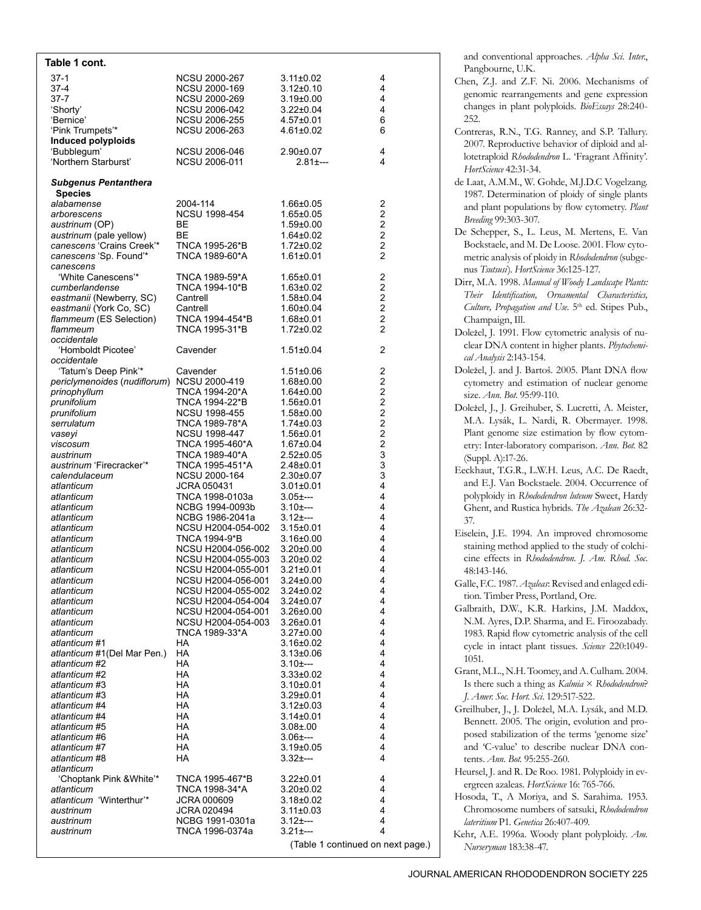**Table 1 cont.**

| | | | |
|---|---|---|---|
| 37-1 | NCSU 2000-267 | 3.11±0.02 | 4 |
| 37-4 | NCSU 2000-169 | 3.12±0.10 | 4 |
| 37-7 | NCSU 2000-269 | 3.19±0.00 | 4 |
| 'Shorty' | NCSU 2006-042 | 3.22±0.04 | 4 |
| 'Bernice' | NCSU 2006-255 | 4.57±0.01 | 6 |
| 'Pink Trumpets'* | NCSU 2006-263 | 4.61±0.02 | 6 |
| **Induced polyploids** | | | |
| 'Bubblegum' | NCSU 2006-046 | 2.90±0.07 | 4 |
| 'Northern Starburst' | NCSU 2006-011 | 2.81±--- | 4 |
| ***Subgenus Pentanthera*** | | | |
| **Species** | | | |
| *alabamense* | 2004-114 | 1.66±0.05 | 2 |
| *arborescens* | NCSU 1998-454 | 1.65±0.05 | 2 |
| *austrinum* (OP) | BE | 1.59±0.00 | 2 |
| *austrinum* (pale yellow) | BE | 1.64±0.02 | 2 |
| *canescens* 'Crains Creek'* | TNCA 1995-26*B | 1.72±0.02 | 2 |
| *canescens* 'Sp. Found'* | TNCA 1989-60*A | 1.61±0.01 | 2 |
| *canescens* 'White Canescens'* | TNCA 1989-59*A | 1.65±0.01 | 2 |
| *cumberlandense* | TNCA 1994-10*B | 1.63±0.02 | 2 |
| *eastmanii* (Newberry, SC) | Cantrell | 1.58±0.04 | 2 |
| *eastmanii* (York Co, SC) | Cantrell | 1.60±0.04 | 2 |
| *flammeum* (ES Selection) | TNCA 1994-454*B | 1.68±0.01 | 2 |
| *flammeum* | TNCA 1995-31*B | 1.72±0.02 | 2 |
| *occidentale* 'Homboldt Picotee' | Cavender | 1.51±0.04 | 2 |
| *occidentale* 'Tatum's Deep Pink'* | Cavender | 1.51±0.06 | 2 |
| *periclymenoides* (*nudiflorum*) | NCSU 2000-419 | 1.68±0.00 | 2 |
| *prinophyllum* | TNCA 1994-20*A | 1.64±0.00 | 2 |
| *prunifolium* | TNCA 1994-22*B | 1.56±0.01 | 2 |
| *prunifolium* | NCSU 1998-455 | 1.58±0.00 | 2 |
| *serrulatum* | TNCA 1989-78*A | 1.74±0.03 | 2 |
| *vaseyi* | NCSU 1998-447 | 1.56±0.01 | 2 |
| *viscosum* | TNCA 1995-460*A | 1.67±0.04 | 2 |
| *austrinum* | TNCA 1989-40*A | 2.52±0.05 | 3 |
| *austrinum* 'Firecracker'* | TNCA 1995-451*A | 2.48±0.01 | 3 |
| *calendulaceum* | NCSU 2000-164 | 2.30±0.07 | 3 |
| *atlanticum* | JCRA 050431 | 3.01±0.01 | 4 |
| *atlanticum* | TNCA 1998-0103a | 3.05±--- | 4 |
| *atlanticum* | NCBG 1994-0093b | 3.10±--- | 4 |
| *atlanticum* | NCBG 1986-2041a | 3.12±--- | 4 |
| *atlanticum* | NCSU H2004-054-002 | 3.15±0.01 | 4 |
| *atlanticum* | TNCA 1994-9*B | 3.16±0.00 | 4 |
| *atlanticum* | NCSU H2004-056-002 | 3.20±0.00 | 4 |
| *atlanticum* | NCSU H2004-055-003 | 3.20±0.02 | 4 |
| *atlanticum* | NCSU H2004-055-001 | 3.21±0.01 | 4 |
| *atlanticum* | NCSU H2004-056-001 | 3.24±0.00 | 4 |
| *atlanticum* | NCSU H2004-055-002 | 3.24±0.02 | 4 |
| *atlanticum* | NCSU H2004-054-004 | 3.24±0.07 | 4 |
| *atlanticum* | NCSU H2004-054-001 | 3.26±0.00 | 4 |
| *atlanticum* | NCSU H2004-054-003 | 3.26±0.01 | 4 |
| *atlanticum* | TNCA 1989-33*A | 3.27±0.00 | 4 |
| *atlanticum* #1 | HA | 3.16±0.02 | 4 |
| *atlanticum* #1(Del Mar Pen.) | HA | 3.13±0.06 | 4 |
| *atlanticum* #2 | HA | 3.10±--- | 4 |
| *atlanticum* #2 | HA | 3.33±0.02 | 4 |
| *atlanticum* #3 | HA | 3.10±0.01 | 4 |
| *atlanticum* #3 | HA | 3.29±0.01 | 4 |
| *atlanticum* #4 | HA | 3.12±0.03 | 4 |
| *atlanticum* #4 | HA | 3.14±0.01 | 4 |
| *atlanticum* #5 | HA | 3.08±.00 | 4 |
| *atlanticum* #6 | HA | 3.06±--- | 4 |
| *atlanticum* #7 | HA | 3.19±0.05 | 4 |
| *atlanticum* #8 | HA | 3.32±--- | 4 |
| *atlanticum* 'Choptank Pink &White'* | TNCA 1995-467*B | 3.22±0.01 | 4 |
| *atlanticum* | TNCA 1998-34*A | 3.20±0.02 | 4 |
| *atlanticum* 'Winterthur'* | JCRA 000609 | 3.18±0.02 | 4 |
| *austrinum* | JCRA 020494 | 3.11±0.03 | 4 |
| *austrinum* | NCBG 1991-0301a | 3.12±--- | 4 |
| *austrinum* | TNCA 1996-0374a | 3.21±--- | 4 |

(Table 1 continued on next page.)

and conventional approaches. *Alpha Sci. Inter.*, Pangbourne, U.K.

Chen, Z.J. and Z.F. Ni. 2006. Mechanisms of genomic rearrangements and gene expression changes in plant polyploids. *BioEssays* 28:240-252.

Contreras, R.N., T.G. Ranney, and S.P. Tallury. 2007. Reproductive behavior of diploid and allotetraploid *Rhododendron* L. 'Fragrant Affinity'. *HortScience* 42:31-34.

de Laat, A.M.M., W. Gohde, M.J.D.C Vogelzang. 1987. Determination of ploidy of single plants and plant populations by flow cytometry. *Plant Breeding* 99:303-307.

De Schepper, S., L. Leus, M. Mertens, E. Van Bockstaele, and M. De Loose. 2001. Flow cytometric analysis of ploidy in *Rhododendron* (subgenus *Tsutsusi*). *HortScience* 36:125-127.

Dirr, M.A. 1998. *Manual of Woody Landscape Plants: Their Identification, Ornamental Characteristics, Culture, Propagation and Use.* 5th ed. Stipes Pub., Champaign, Ill.

Doležel, J. 1991. Flow cytometric analysis of nuclear DNA content in higher plants. *Phytochemical Analysis* 2:143-154.

Doležel, J. and J. Bartoš. 2005. Plant DNA flow cytometry and estimation of nuclear genome size. *Ann. Bot.* 95:99-110.

Doležel, J., J. Greihuber, S. Lucretti, A. Meister, M.A. Lysák, L. Nardi, R. Obermayer. 1998. Plant genome size estimation by flow cytometry: Inter-laboratory comparison. *Ann. Bot.* 82 (Suppl. A):17-26.

Eeckhaut, T.G.R., L.W.H. Leus, A.C. De Raedt, and E.J. Van Bockstaele. 2004. Occurrence of polyploidy in *Rhododendron luteum* Sweet, Hardy Ghent, and Rustica hybrids. *The Azalean* 26:32-37.

Eiselein, J.E. 1994. An improved chromosome staining method applied to the study of colchicine effects in *Rhododendron*. *J. Am. Rhod. Soc.* 48:143-146.

Galle, F.C. 1987. *Azaleas*: Revised and enlaged edition. Timber Press, Portland, Ore.

Galbraith, D.W., K.R. Harkins, J.M. Maddox, N.M. Ayres, D.P. Sharma, and E. Firoozabady. 1983. Rapid flow cytometric analysis of the cell cycle in intact plant tissues. *Science* 220:1049-1051.

Grant, M.L., N.H. Toomey, and A. Culham. 2004. Is there such a thing as *Kalmia* × *Rhododendron*? *J. Amer. Soc. Hort. Sci.* 129:517-522.

Greilhuber, J., J. Doležel, M.A. Lysák, and M.D. Bennett. 2005. The origin, evolution and proposed stabilization of the terms 'genome size' and 'C-value' to describe nuclear DNA contents. *Ann. Bot.* 95:255-260.

Heursel, J. and R. De Roo. 1981. Polyploidy in evergreen azaleas. *HortScience* 16: 765-766.

Hosoda, T., A Moriya, and S. Sarahima. 1953. Chromosome numbers of satsuki, *Rhododendron lateritium* P1. *Genetica* 26:407-409.

Kehr, A.E. 1996a. Woody plant polyploidy. *Am. Nurseryman* 183:38-47.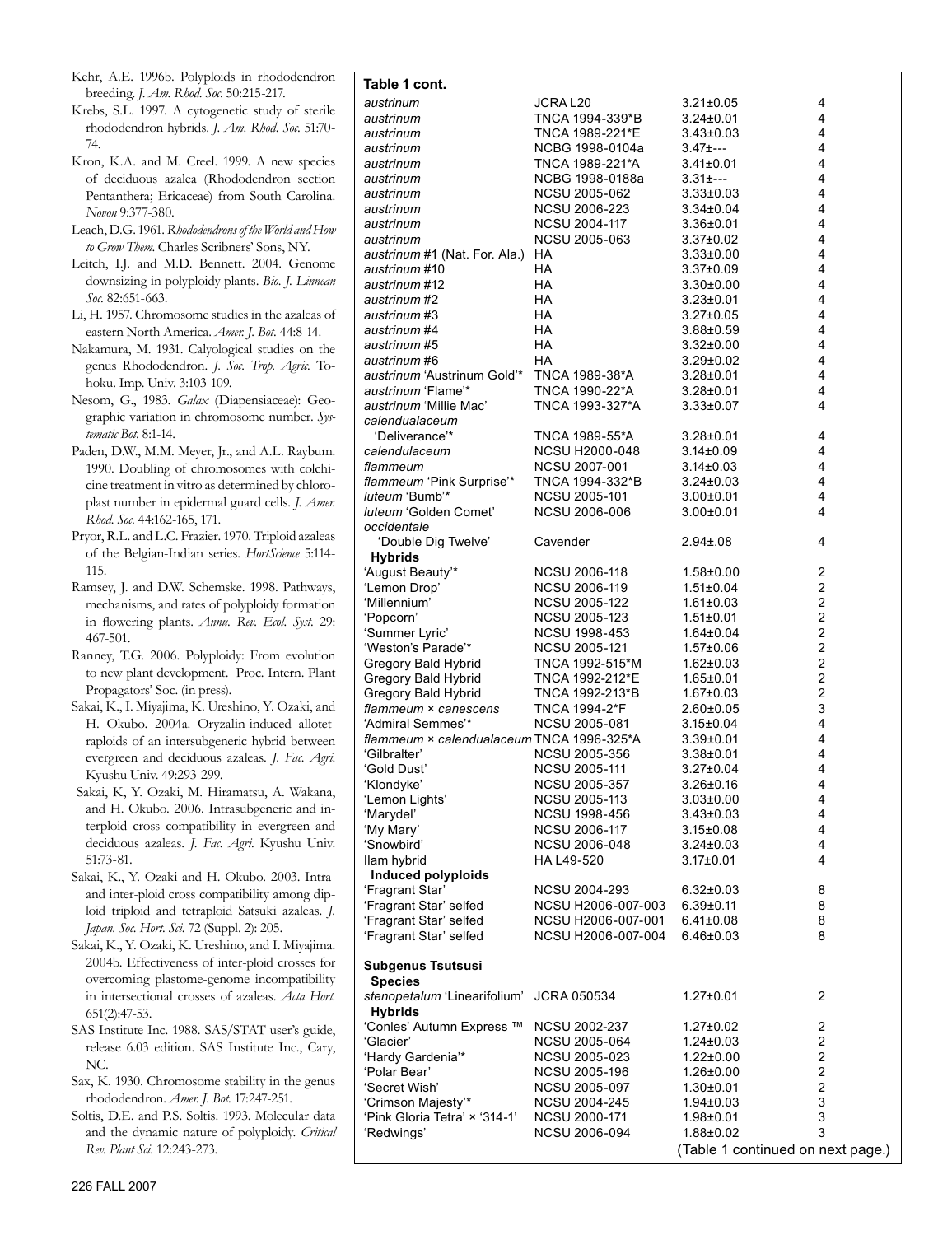Kehr, A.E. 1996b. Polyploids in rhododendron breeding. *J. Am. Rhod. Soc.* 50:215-217.

Krebs, S.L. 1997. A cytogenetic study of sterile rhododendron hybrids. *J. Am. Rhod. Soc.* 51:70-74.

Kron, K.A. and M. Creel. 1999. A new species of deciduous azalea (Rhododendron section Pentanthera; Ericaceae) from South Carolina. *Novon* 9:377-380.

Leach, D.G. 1961. *Rhododendrons of the World and How to Grow Them.* Charles Scribners' Sons, NY.

Leitch, I.J. and M.D. Bennett. 2004. Genome downsizing in polyploidy plants. *Bio. J. Linnean Soc.* 82:651-663.

Li, H. 1957. Chromosome studies in the azaleas of eastern North America. *Amer. J. Bot.* 44:8-14.

Nakamura, M. 1931. Calyological studies on the genus Rhododendron. *J. Soc. Trop. Agric.* Tohoku. Imp. Univ. 3:103-109.

Nesom, G., 1983. *Galax* (Diapensiaceae): Geographic variation in chromosome number. *Systematic Bot.* 8:1-14.

Paden, D.W., M.M. Meyer, Jr., and A.L. Raybum. 1990. Doubling of chromosomes with colchicine treatment in vitro as determined by chloroplast number in epidermal guard cells. *J. Amer. Rhod. Soc.* 44:162-165, 171.

Pryor, R.L. and L.C. Frazier. 1970. Triploid azaleas of the Belgian-Indian series. *HortScience* 5:114-115.

Ramsey, J. and D.W. Schemske. 1998. Pathways, mechanisms, and rates of polyploidy formation in flowering plants. *Annu. Rev. Ecol. Syst.* 29: 467-501.

Ranney, T.G. 2006. Polyploidy: From evolution to new plant development. Proc. Intern. Plant Propagators' Soc. (in press).

Sakai, K., I. Miyajima, K. Ureshino, Y. Ozaki, and H. Okubo. 2004a. Oryzalin-induced allotetraploids of an intersubgeneric hybrid between evergreen and deciduous azaleas. *J. Fac. Agri.* Kyushu Univ. 49:293-299.

Sakai, K, Y. Ozaki, M. Hiramatsu, A. Wakana, and H. Okubo. 2006. Intrasubgeneric and interploid cross compatibility in evergreen and deciduous azaleas. *J. Fac. Agri.* Kyushu Univ. 51:73-81.

Sakai, K., Y. Ozaki and H. Okubo. 2003. Intra- and inter-ploid cross compatibility among diploid triploid and tetraploid Satsuki azaleas. *J. Japan. Soc. Hort. Sci.* 72 (Suppl. 2): 205.

Sakai, K., Y. Ozaki, K. Ureshino, and I. Miyajima. 2004b. Effectiveness of inter-ploid crosses for overcoming plastome-genome incompatibility in intersectional crosses of azaleas. *Acta Hort.* 651(2):47-53.

SAS Institute Inc. 1988. SAS/STAT user's guide, release 6.03 edition. SAS Institute Inc., Cary, NC.

Sax, K. 1930. Chromosome stability in the genus rhododendron. *Amer. J. Bot.* 17:247-251.

Soltis, D.E. and P.S. Soltis. 1993. Molecular data and the dynamic nature of polyploidy. *Critical Rev. Plant Sci.* 12:243-273.

**Table 1 cont.**

| | | | |
|---|---|---|---|
| *austrinum* | JCRA L20 | 3.21±0.05 | 4 |
| *austrinum* | TNCA 1994-339*B | 3.24±0.01 | 4 |
| *austrinum* | TNCA 1989-221*E | 3.43±0.03 | 4 |
| *austrinum* | NCBG 1998-0104a | 3.47±--- | 4 |
| *austrinum* | TNCA 1989-221*A | 3.41±0.01 | 4 |
| *austrinum* | NCBG 1998-0188a | 3.31±--- | 4 |
| *austrinum* | NCSU 2005-062 | 3.33±0.03 | 4 |
| *austrinum* | NCSU 2006-223 | 3.34±0.04 | 4 |
| *austrinum* | NCSU 2004-117 | 3.36±0.01 | 4 |
| *austrinum* | NCSU 2005-063 | 3.37±0.02 | 4 |
| *austrinum* #1 (Nat. For. Ala.) | HA | 3.33±0.00 | 4 |
| *austrinum* #10 | HA | 3.37±0.09 | 4 |
| *austrinum* #12 | HA | 3.30±0.00 | 4 |
| *austrinum* #2 | HA | 3.23±0.01 | 4 |
| *austrinum* #3 | HA | 3.27±0.05 | 4 |
| *austrinum* #4 | HA | 3.88±0.59 | 4 |
| *austrinum* #5 | HA | 3.32±0.00 | 4 |
| *austrinum* #6 | HA | 3.29±0.02 | 4 |
| *austrinum* 'Austrinum Gold'* | TNCA 1989-38*A | 3.28±0.01 | 4 |
| *austrinum* 'Flame'* | TNCA 1990-22*A | 3.28±0.01 | 4 |
| *austrinum* 'Millie Mac' | TNCA 1993-327*A | 3.33±0.07 | 4 |
| *calendualaceum* 'Deliverance'* | TNCA 1989-55*A | 3.28±0.01 | 4 |
| *calendulaceum* | NCSU H2000-048 | 3.14±0.09 | 4 |
| *flammeum* | NCSU 2007-001 | 3.14±0.03 | 4 |
| *flammeum* 'Pink Surprise'* | TNCA 1994-332*B | 3.24±0.03 | 4 |
| *luteum* 'Bumb'* | NCSU 2005-101 | 3.00±0.01 | 4 |
| *luteum* 'Golden Comet' | NCSU 2006-006 | 3.00±0.01 | 4 |
| *occidentale* 'Double Dig Twelve' | Cavender | 2.94±.08 | 4 |
| **Hybrids** | | | |
| 'August Beauty'* | NCSU 2006-118 | 1.58±0.00 | 2 |
| 'Lemon Drop' | NCSU 2006-119 | 1.51±0.04 | 2 |
| 'Millennium' | NCSU 2005-122 | 1.61±0.03 | 2 |
| 'Popcorn' | NCSU 2005-123 | 1.51±0.01 | 2 |
| 'Summer Lyric' | NCSU 1998-453 | 1.64±0.04 | 2 |
| 'Weston's Parade'* | NCSU 2005-121 | 1.57±0.06 | 2 |
| Gregory Bald Hybrid | TNCA 1992-515*M | 1.62±0.03 | 2 |
| Gregory Bald Hybrid | TNCA 1992-212*E | 1.65±0.01 | 2 |
| Gregory Bald Hybrid | TNCA 1992-213*B | 1.67±0.03 | 2 |
| *flammeum* × *canescens* | TNCA 1994-2*F | 2.60±0.05 | 3 |
| 'Admiral Semmes'* | NCSU 2005-081 | 3.15±0.04 | 4 |
| *flammeum* × *calendualaceum* | TNCA 1996-325*A | 3.39±0.01 | 4 |
| 'Gilbralter' | NCSU 2005-356 | 3.38±0.01 | 4 |
| 'Gold Dust' | NCSU 2005-111 | 3.27±0.04 | 4 |
| 'Klondyke' | NCSU 2005-357 | 3.26±0.16 | 4 |
| 'Lemon Lights' | NCSU 2005-113 | 3.03±0.00 | 4 |
| 'Marydel' | NCSU 1998-456 | 3.43±0.03 | 4 |
| 'My Mary' | NCSU 2006-117 | 3.15±0.08 | 4 |
| 'Snowbird' | NCSU 2006-048 | 3.24±0.03 | 4 |
| Ilam hybrid | HA L49-520 | 3.17±0.01 | 4 |
| **Induced polyploids** | | | |
| 'Fragrant Star' | NCSU 2004-293 | 6.32±0.03 | 8 |
| 'Fragrant Star' selfed | NCSU H2006-007-003 | 6.39±0.11 | 8 |
| 'Fragrant Star' selfed | NCSU H2006-007-001 | 6.41±0.08 | 8 |
| 'Fragrant Star' selfed | NCSU H2006-007-004 | 6.46±0.03 | 8 |
| **Subgenus Tsutsusi** | | | |
| **Species** | | | |
| *stenopetalum* 'Linearifolium' | JCRA 050534 | 1.27±0.01 | 2 |
| **Hybrids** | | | |
| 'Conles' Autumn Express ™ | NCSU 2002-237 | 1.27±0.02 | 2 |
| 'Glacier' | NCSU 2005-064 | 1.24±0.03 | 2 |
| 'Hardy Gardenia'* | NCSU 2005-023 | 1.22±0.00 | 2 |
| 'Polar Bear' | NCSU 2005-196 | 1.26±0.00 | 2 |
| 'Secret Wish' | NCSU 2005-097 | 1.30±0.01 | 2 |
| 'Crimson Majesty'* | NCSU 2004-245 | 1.94±0.03 | 3 |
| 'Pink Gloria Tetra' × '314-1' | NCSU 2000-171 | 1.98±0.01 | 3 |
| 'Redwings' | NCSU 2006-094 | 1.88±0.02 | 3 |

(Table 1 continued on next page.)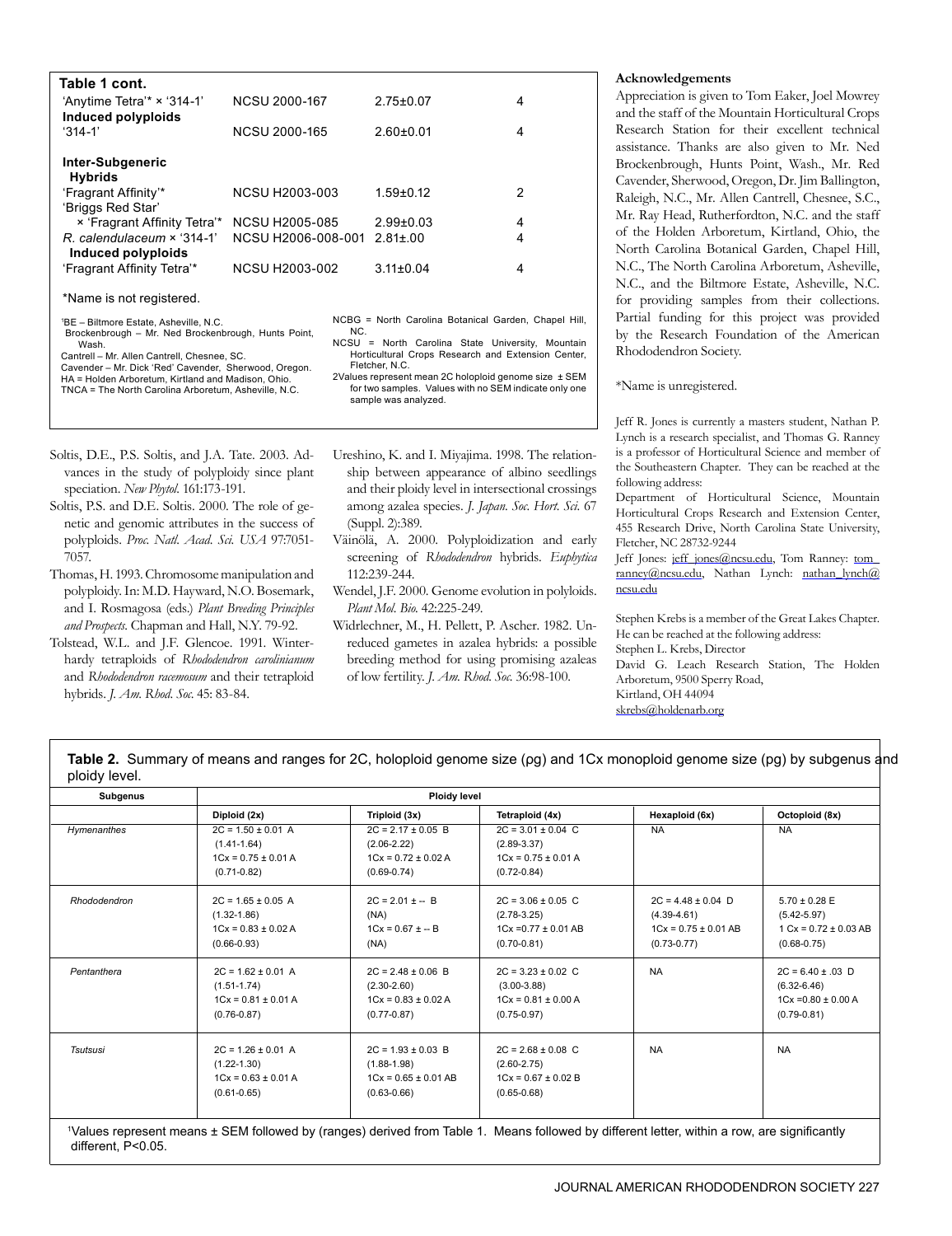**Table 1 cont.**

| | | | |
|---|---|---|---|
| 'Anytime Tetra'* × '314-1' | NCSU 2000-167 | 2.75±0.07 | 4 |
| **Induced polyploids** | | | |
| '314-1' | NCSU 2000-165 | 2.60±0.01 | 4 |
| **Inter-Subgeneric Hybrids** | | | |
| 'Fragrant Affinity'* | NCSU H2003-003 | 1.59±0.12 | 2 |
| 'Briggs Red Star' × 'Fragrant Affinity Tetra'* | NCSU H2005-085 | 2.99±0.03 | 4 |
| *R. calendulaceum* × '314-1' | NCSU H2006-008-001 | 2.81±.00 | 4 |
| **Induced polyploids** | | | |
| 'Fragrant Affinity Tetra'* | NCSU H2003-002 | 3.11±0.04 | 4 |

*Name is not registered.

[z]BE – Biltmore Estate, Asheville, N.C.
Brockenbrough – Mr. Ned Brockenbrough, Hunts Point, Wash.
Cantrell – Mr. Allen Cantrell, Chesnee, SC.
Cavender – Mr. Dick 'Red' Cavender, Sherwood, Oregon.
HA = Holden Arboretum, Kirtland and Madison, Ohio.
TNCA = The North Carolina Arboretum, Asheville, N.C.
NCBG = North Carolina Botanical Garden, Chapel Hill, NC.
NCSU = North Carolina State University, Mountain Horticultural Crops Research and Extension Center, Fletcher, N.C.
2Values represent mean 2C holoploid genome size ± SEM for two samples. Values with no SEM indicate only one sample was analyzed.

Soltis, D.E., P.S. Soltis, and J.A. Tate. 2003. Advances in the study of polyploidy since plant speciation. *New Phytol.* 161:173-191.

Soltis, P.S. and D.E. Soltis. 2000. The role of genetic and genomic attributes in the success of polyploids. *Proc. Natl. Acad. Sci. USA* 97:7051-7057.

Thomas, H. 1993. Chromosome manipulation and polyploidy. In: M.D. Hayward, N.O. Bosemark, and I. Rosmagosa (eds.) *Plant Breeding Principles and Prospects.* Chapman and Hall, N.Y. 79-92.

Tolstead, W.L. and J.F. Glencoe. 1991. Winter-hardy tetraploids of *Rhododendron carolinianum* and *Rhododendron racemosum* and their tetraploid hybrids. *J. Am. Rhod. Soc.* 45: 83-84.

Ureshino, K. and I. Miyajima. 1998. The relationship between appearance of albino seedlings and their ploidy level in intersectional crossings among azalea species. *J. Japan. Soc. Hort. Sci.* 67 (Suppl. 2):389.

Väinölä, A. 2000. Polyploidization and early screening of *Rhododendron* hybrids. *Euphytica* 112:239-244.

Wendel, J.F. 2000. Genome evolution in polyloids. *Plant Mol. Bio.* 42:225-249.

Widrlechner, M., H. Pellett, P. Ascher. 1982. Unreduced gametes in azalea hybrids: a possible breeding method for using promising azaleas of low fertility. *J. Am. Rhod. Soc.* 36:98-100.

## Acknowledgements

Appreciation is given to Tom Eaker, Joel Mowrey and the staff of the Mountain Horticultural Crops Research Station for their excellent technical assistance. Thanks are also given to Mr. Ned Brockenbrough, Hunts Point, Wash., Mr. Red Cavender, Sherwood, Oregon, Dr. Jim Ballington, Raleigh, N.C., Mr. Allen Cantrell, Chesnee, S.C., Mr. Ray Head, Rutherfordton, N.C. and the staff of the Holden Arboretum, Kirtland, Ohio, the North Carolina Botanical Garden, Chapel Hill, N.C., The North Carolina Arboretum, Asheville, N.C., and the Biltmore Estate, Asheville, N.C. for providing samples from their collections. Partial funding for this project was provided by the Research Foundation of the American Rhododendron Society.

*Name is unregistered.

Jeff R. Jones is currently a masters student, Nathan P. Lynch is a research specialist, and Thomas G. Ranney is a professor of Horticultural Science and member of the Southeastern Chapter. They can be reached at the following address:
Department of Horticultural Science, Mountain Horticultural Crops Research and Extension Center, 455 Research Drive, North Carolina State University, Fletcher, NC 28732-9244
Jeff Jones: jeff_jones@ncsu.edu, Tom Ranney: tom_ranney@ncsu.edu, Nathan Lynch: nathan_lynch@ncsu.edu

Stephen Krebs is a member of the Great Lakes Chapter. He can be reached at the following address:
Stephen L. Krebs, Director
David G. Leach Research Station, The Holden Arboretum, 9500 Sperry Road,
Kirtland, OH 44094
skrebs@holdenarb.org

**Table 2.** Summary of means and ranges for 2C, holoploid genome size (pg) and 1Cx monoploid genome size (pg) by subgenus and ploidy level.

| Subgenus | Ploidy level | | | | |
|---|---|---|---|---|---|
| | Diploid (2x) | Triploid (3x) | Tetraploid (4x) | Hexaploid (6x) | Octoploid (8x) |
| *Hymenanthes* | 2C = 1.50 ± 0.01 A (1.41-1.64) 1Cx = 0.75 ± 0.01 A (0.71-0.82) | 2C = 2.17 ± 0.05 B (2.06-2.22) 1Cx = 0.72 ± 0.02 A (0.69-0.74) | 2C = 3.01 ± 0.04 C (2.89-3.37) 1Cx = 0.75 ± 0.01 A (0.72-0.84) | NA | NA |
| *Rhododendron* | 2C = 1.65 ± 0.05 A (1.32-1.86) 1Cx = 0.83 ± 0.02 A (0.66-0.93) | 2C = 2.01 ± -- B (NA) 1Cx = 0.67 ± -- B (NA) | 2C = 3.06 ± 0.05 C (2.78-3.25) 1Cx =0.77 ± 0.01 AB (0.70-0.81) | 2C = 4.48 ± 0.04 D (4.39-4.61) 1Cx = 0.75 ± 0.01 AB (0.73-0.77) | 5.70 ± 0.28 E (5.42-5.97) 1 Cx = 0.72 ± 0.03 AB (0.68-0.75) |
| *Pentanthera* | 2C = 1.62 ± 0.01 A (1.51-1.74) 1Cx = 0.81 ± 0.01 A (0.76-0.87) | 2C = 2.48 ± 0.06 B (2.30-2.60) 1Cx = 0.83 ± 0.02 A (0.77-0.87) | 2C = 3.23 ± 0.02 C (3.00-3.88) 1Cx = 0.81 ± 0.00 A (0.75-0.97) | NA | 2C = 6.40 ± .03 D (6.32-6.46) 1Cx =0.80 ± 0.00 A (0.79-0.81) |
| *Tsutsusi* | 2C = 1.26 ± 0.01 A (1.22-1.30) 1Cx = 0.63 ± 0.01 A (0.61-0.65) | 2C = 1.93 ± 0.03 B (1.88-1.98) 1Cx = 0.65 ± 0.01 AB (0.63-0.66) | 2C = 2.68 ± 0.08 C (2.60-2.75) 1Cx = 0.67 ± 0.02 B (0.65-0.68) | NA | NA |

[1]Values represent means ± SEM followed by (ranges) derived from Table 1. Means followed by different letter, within a row, are significantly different, $P<0.05$.